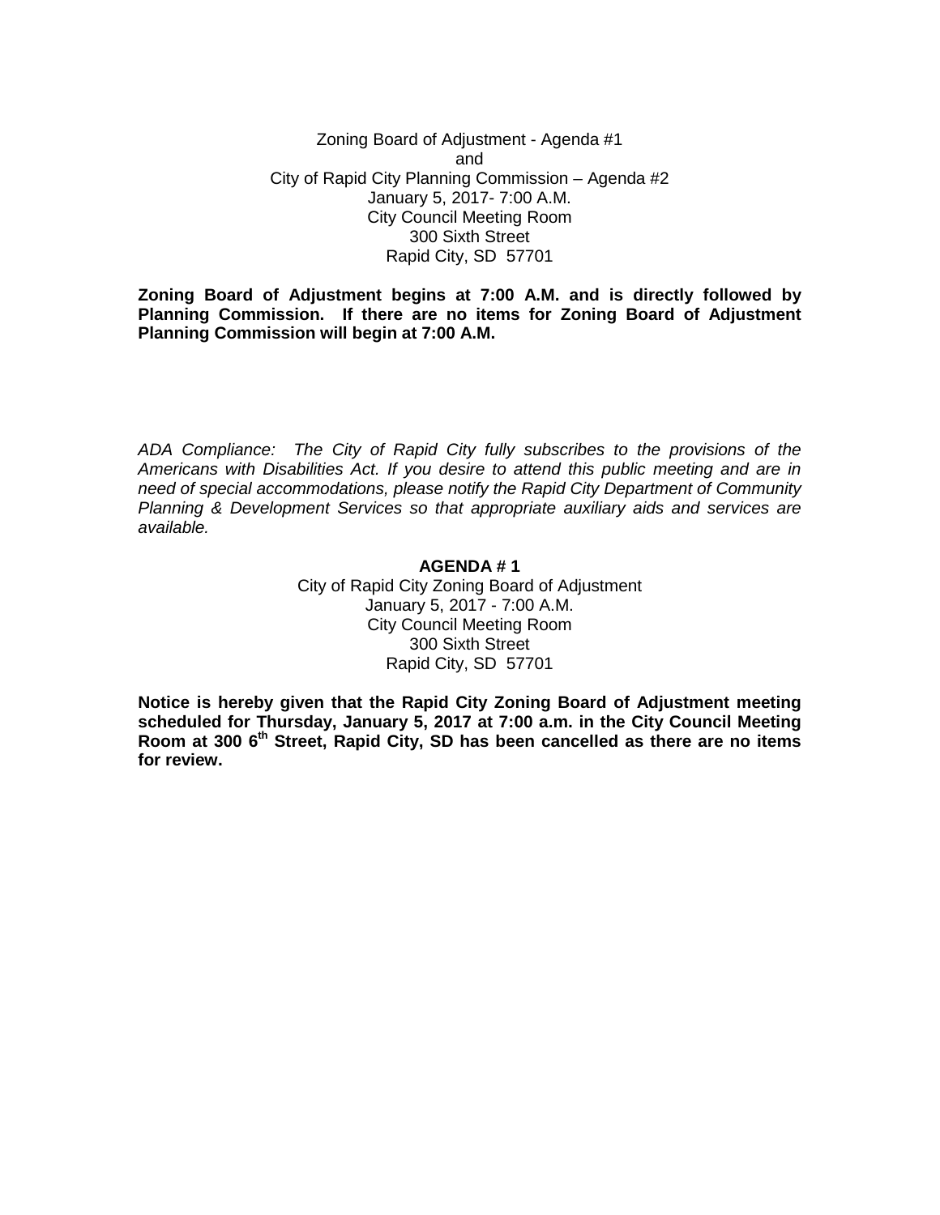Zoning Board of Adjustment - Agenda #1
and
City of Rapid City Planning Commission – Agenda #2
January 5, 2017- 7:00 A.M.
City Council Meeting Room
300 Sixth Street
Rapid City, SD 57701

**Zoning Board of Adjustment begins at 7:00 A.M. and is directly followed by Planning Commission. If there are no items for Zoning Board of Adjustment Planning Commission will begin at 7:00 A.M.**

*ADA Compliance: The City of Rapid City fully subscribes to the provisions of the Americans with Disabilities Act. If you desire to attend this public meeting and are in need of special accommodations, please notify the Rapid City Department of Community Planning & Development Services so that appropriate auxiliary aids and services are available.*

**AGENDA # 1**

City of Rapid City Zoning Board of Adjustment
January 5, 2017 - 7:00 A.M.
City Council Meeting Room
300 Sixth Street
Rapid City, SD 57701

**Notice is hereby given that the Rapid City Zoning Board of Adjustment meeting scheduled for Thursday, January 5, 2017 at 7:00 a.m. in the City Council Meeting Room at 300 6th Street, Rapid City, SD has been cancelled as there are no items for review.**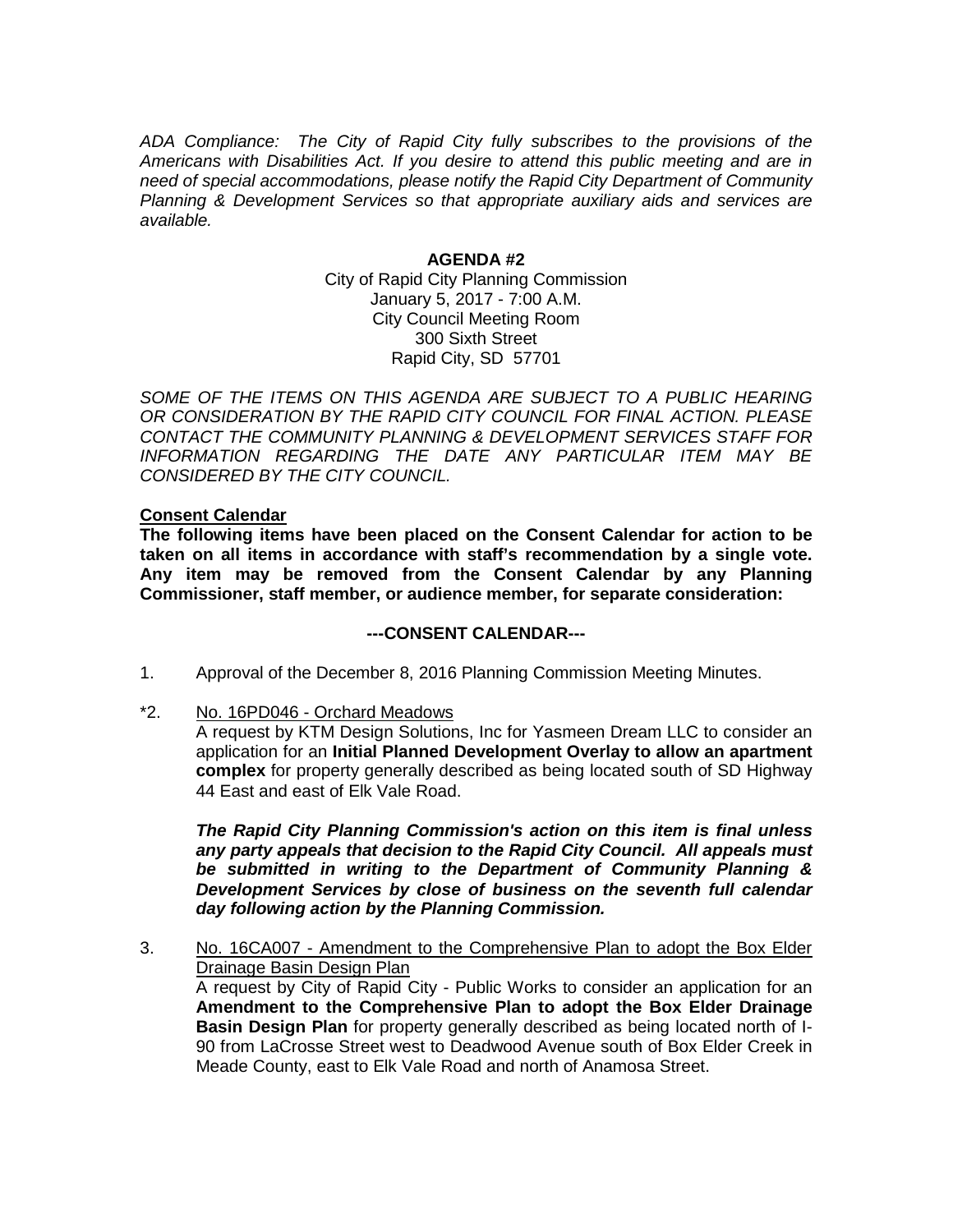*ADA Compliance: The City of Rapid City fully subscribes to the provisions of the Americans with Disabilities Act. If you desire to attend this public meeting and are in need of special accommodations, please notify the Rapid City Department of Community Planning & Development Services so that appropriate auxiliary aids and services are available.*

**AGENDA #2**

City of Rapid City Planning Commission
January 5, 2017 - 7:00 A.M.
City Council Meeting Room
300 Sixth Street
Rapid City, SD 57701

*SOME OF THE ITEMS ON THIS AGENDA ARE SUBJECT TO A PUBLIC HEARING OR CONSIDERATION BY THE RAPID CITY COUNCIL FOR FINAL ACTION. PLEASE CONTACT THE COMMUNITY PLANNING & DEVELOPMENT SERVICES STAFF FOR INFORMATION REGARDING THE DATE ANY PARTICULAR ITEM MAY BE CONSIDERED BY THE CITY COUNCIL.*

**Consent Calendar**

**The following items have been placed on the Consent Calendar for action to be taken on all items in accordance with staff's recommendation by a single vote. Any item may be removed from the Consent Calendar by any Planning Commissioner, staff member, or audience member, for separate consideration:**

**---CONSENT CALENDAR---**

1. Approval of the December 8, 2016 Planning Commission Meeting Minutes.

*2. No. 16PD046 - Orchard Meadows

A request by KTM Design Solutions, Inc for Yasmeen Dream LLC to consider an application for an **Initial Planned Development Overlay to allow an apartment complex** for property generally described as being located south of SD Highway 44 East and east of Elk Vale Road.

***The Rapid City Planning Commission's action on this item is final unless any party appeals that decision to the Rapid City Council. All appeals must be submitted in writing to the Department of Community Planning & Development Services by close of business on the seventh full calendar day following action by the Planning Commission.***

3. No. 16CA007 - Amendment to the Comprehensive Plan to adopt the Box Elder Drainage Basin Design Plan

A request by City of Rapid City - Public Works to consider an application for an **Amendment to the Comprehensive Plan to adopt the Box Elder Drainage Basin Design Plan** for property generally described as being located north of I-90 from LaCrosse Street west to Deadwood Avenue south of Box Elder Creek in Meade County, east to Elk Vale Road and north of Anamosa Street.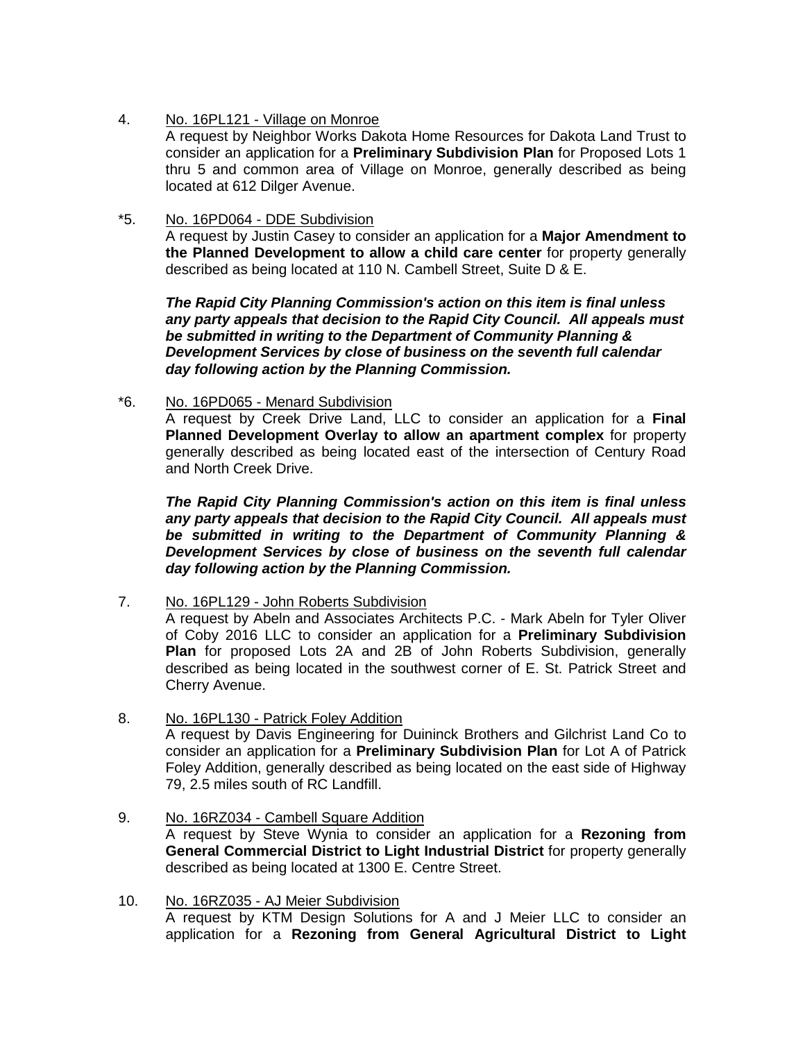4. <u>No. 16PL121 - Village on Monroe</u>
A request by Neighbor Works Dakota Home Resources for Dakota Land Trust to consider an application for a **Preliminary Subdivision Plan** for Proposed Lots 1 thru 5 and common area of Village on Monroe, generally described as being located at 612 Dilger Avenue.

*5. <u>No. 16PD064 - DDE Subdivision</u>
A request by Justin Casey to consider an application for a **Major Amendment to the Planned Development to allow a child care center** for property generally described as being located at 110 N. Cambell Street, Suite D & E.

***The Rapid City Planning Commission's action on this item is final unless any party appeals that decision to the Rapid City Council. All appeals must be submitted in writing to the Department of Community Planning & Development Services by close of business on the seventh full calendar day following action by the Planning Commission.***

*6. <u>No. 16PD065 - Menard Subdivision</u>
A request by Creek Drive Land, LLC to consider an application for a **Final Planned Development Overlay to allow an apartment complex** for property generally described as being located east of the intersection of Century Road and North Creek Drive.

***The Rapid City Planning Commission's action on this item is final unless any party appeals that decision to the Rapid City Council. All appeals must be submitted in writing to the Department of Community Planning & Development Services by close of business on the seventh full calendar day following action by the Planning Commission.***

7. <u>No. 16PL129 - John Roberts Subdivision</u>
A request by Abeln and Associates Architects P.C. - Mark Abeln for Tyler Oliver of Coby 2016 LLC to consider an application for a **Preliminary Subdivision Plan** for proposed Lots 2A and 2B of John Roberts Subdivision, generally described as being located in the southwest corner of E. St. Patrick Street and Cherry Avenue.

8. <u>No. 16PL130 - Patrick Foley Addition</u>
A request by Davis Engineering for Duininck Brothers and Gilchrist Land Co to consider an application for a **Preliminary Subdivision Plan** for Lot A of Patrick Foley Addition, generally described as being located on the east side of Highway 79, 2.5 miles south of RC Landfill.

9. <u>No. 16RZ034 - Cambell Square Addition</u>
A request by Steve Wynia to consider an application for a **Rezoning from General Commercial District to Light Industrial District** for property generally described as being located at 1300 E. Centre Street.

10. <u>No. 16RZ035 - AJ Meier Subdivision</u>
A request by KTM Design Solutions for A and J Meier LLC to consider an application for a **Rezoning from General Agricultural District to Light**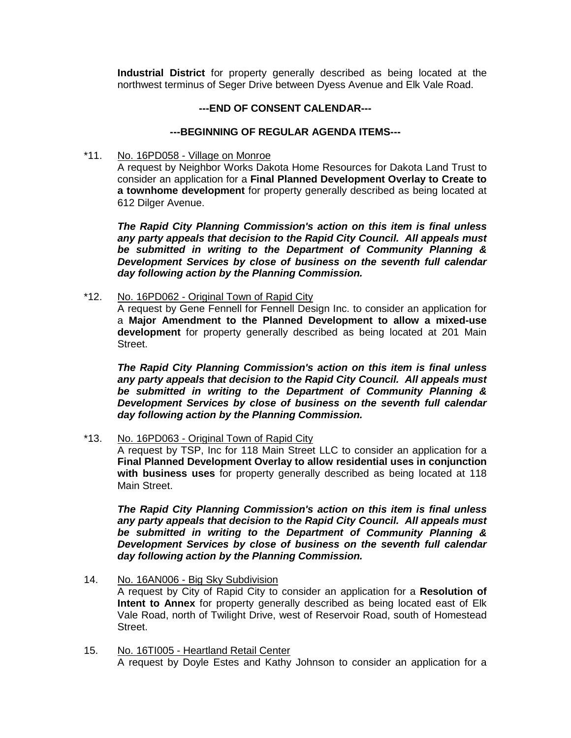**Industrial District** for property generally described as being located at the northwest terminus of Seger Drive between Dyess Avenue and Elk Vale Road.

**---END OF CONSENT CALENDAR---**

**---BEGINNING OF REGULAR AGENDA ITEMS---**

*11. No. 16PD058 - Village on Monroe

A request by Neighbor Works Dakota Home Resources for Dakota Land Trust to consider an application for a **Final Planned Development Overlay to Create to a townhome development** for property generally described as being located at 612 Dilger Avenue.

***The Rapid City Planning Commission's action on this item is final unless any party appeals that decision to the Rapid City Council. All appeals must be submitted in writing to the Department of Community Planning & Development Services by close of business on the seventh full calendar day following action by the Planning Commission.***

*12. No. 16PD062 - Original Town of Rapid City

A request by Gene Fennell for Fennell Design Inc. to consider an application for a **Major Amendment to the Planned Development to allow a mixed-use development** for property generally described as being located at 201 Main Street.

***The Rapid City Planning Commission's action on this item is final unless any party appeals that decision to the Rapid City Council. All appeals must be submitted in writing to the Department of Community Planning & Development Services by close of business on the seventh full calendar day following action by the Planning Commission.***

*13. No. 16PD063 - Original Town of Rapid City

A request by TSP, Inc for 118 Main Street LLC to consider an application for a **Final Planned Development Overlay to allow residential uses in conjunction with business uses** for property generally described as being located at 118 Main Street.

***The Rapid City Planning Commission's action on this item is final unless any party appeals that decision to the Rapid City Council. All appeals must be submitted in writing to the Department of Community Planning & Development Services by close of business on the seventh full calendar day following action by the Planning Commission.***

14. No. 16AN006 - Big Sky Subdivision

A request by City of Rapid City to consider an application for a **Resolution of Intent to Annex** for property generally described as being located east of Elk Vale Road, north of Twilight Drive, west of Reservoir Road, south of Homestead Street.

15. No. 16TI005 - Heartland Retail Center

A request by Doyle Estes and Kathy Johnson to consider an application for a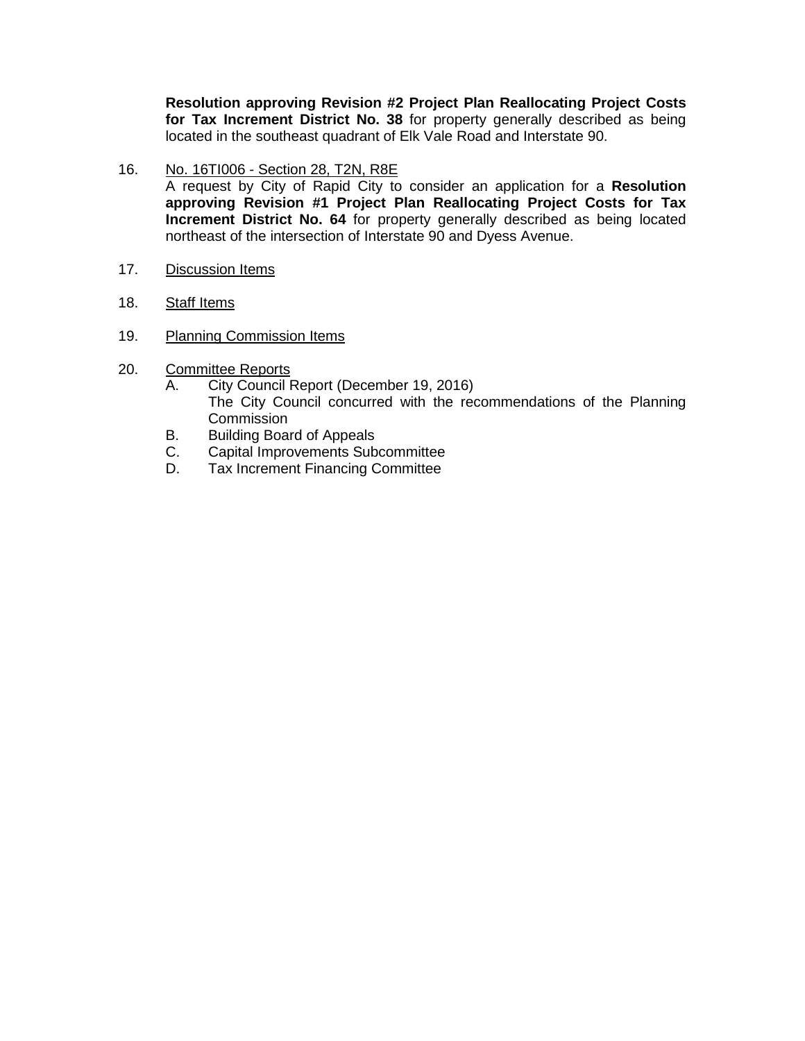**Resolution approving Revision #2 Project Plan Reallocating Project Costs for Tax Increment District No. 38** for property generally described as being located in the southeast quadrant of Elk Vale Road and Interstate 90.

16. No. 16TI006 - Section 28, T2N, R8E
    A request by City of Rapid City to consider an application for a **Resolution approving Revision #1 Project Plan Reallocating Project Costs for Tax Increment District No. 64** for property generally described as being located northeast of the intersection of Interstate 90 and Dyess Avenue.

17. Discussion Items

18. Staff Items

19. Planning Commission Items

20. Committee Reports
    A. City Council Report (December 19, 2016)
       The City Council concurred with the recommendations of the Planning Commission
    B. Building Board of Appeals
    C. Capital Improvements Subcommittee
    D. Tax Increment Financing Committee